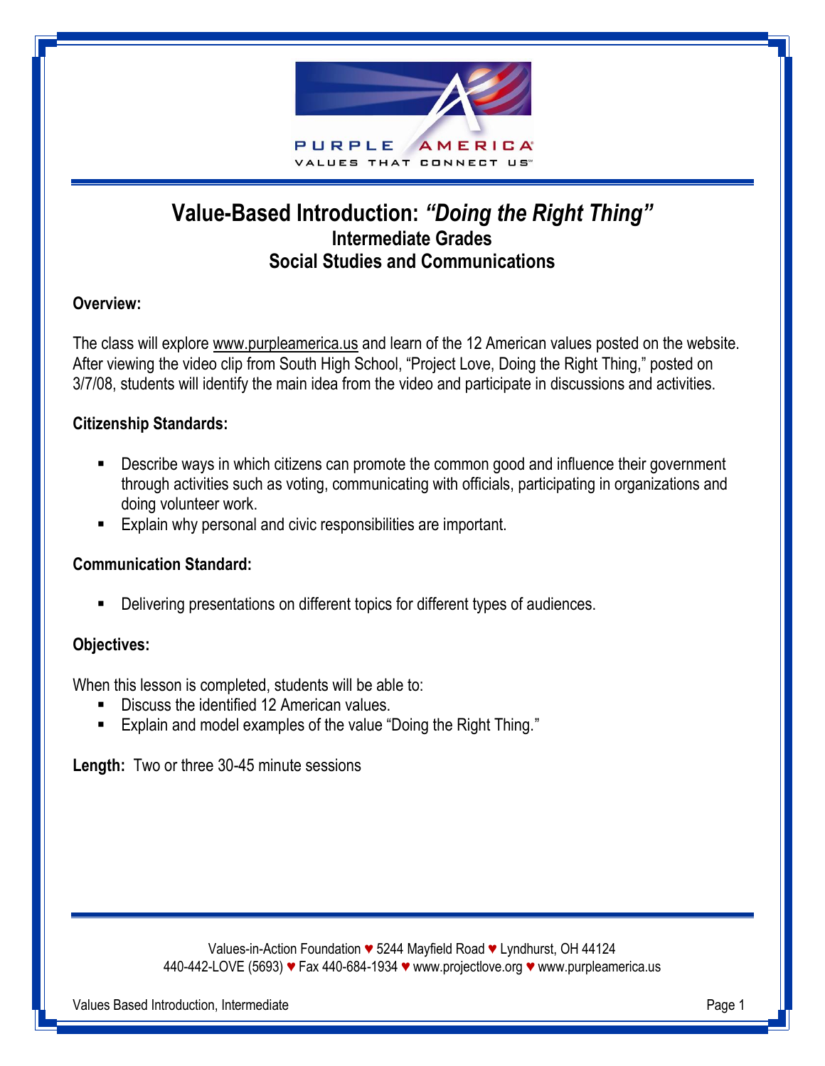PURPLE AMERICA

VALUES THAT CONNECT US

# Value-Based Introduction: *"Doing the Right Thing"*

## Intermediate Grades
## Social Studies and Communications

**Overview:**

The class will explore www.purpleamerica.us and learn of the 12 American values posted on the website. After viewing the video clip from South High School, "Project Love, Doing the Right Thing," posted on 3/7/08, students will identify the main idea from the video and participate in discussions and activities.

**Citizenship Standards:**

- Describe ways in which citizens can promote the common good and influence their government through activities such as voting, communicating with officials, participating in organizations and doing volunteer work.
- Explain why personal and civic responsibilities are important.

**Communication Standard:**

- Delivering presentations on different topics for different types of audiences.

**Objectives:**

When this lesson is completed, students will be able to:

- Discuss the identified 12 American values.
- Explain and model examples of the value "Doing the Right Thing."

**Length:** Two or three 30-45 minute sessions

Values-in-Action Foundation ♥ 5244 Mayfield Road ♥ Lyndhurst, OH 44124
440-442-LOVE (5693) ♥ Fax 440-684-1934 ♥ www.projectlove.org ♥ www.purpleamerica.us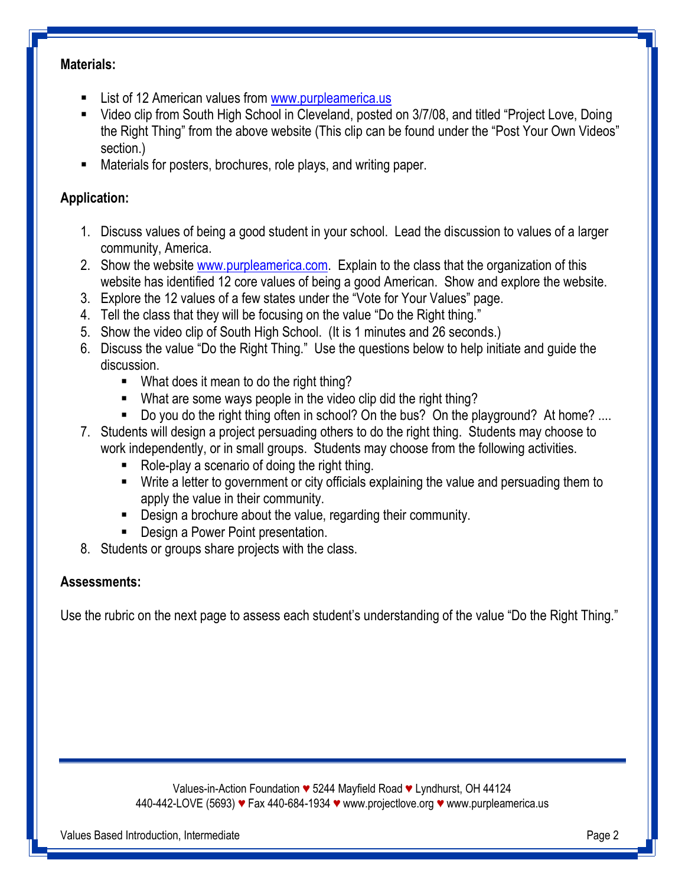**Materials:**

- List of 12 American values from www.purpleamerica.us
- Video clip from South High School in Cleveland, posted on 3/7/08, and titled "Project Love, Doing the Right Thing" from the above website (This clip can be found under the "Post Your Own Videos" section.)
- Materials for posters, brochures, role plays, and writing paper.

**Application:**

1. Discuss values of being a good student in your school. Lead the discussion to values of a larger community, America.
2. Show the website www.purpleamerica.com. Explain to the class that the organization of this website has identified 12 core values of being a good American. Show and explore the website.
3. Explore the 12 values of a few states under the "Vote for Your Values" page.
4. Tell the class that they will be focusing on the value "Do the Right thing."
5. Show the video clip of South High School. (It is 1 minutes and 26 seconds.)
6. Discuss the value "Do the Right Thing." Use the questions below to help initiate and guide the discussion.
   - What does it mean to do the right thing?
   - What are some ways people in the video clip did the right thing?
   - Do you do the right thing often in school? On the bus? On the playground? At home? ....
7. Students will design a project persuading others to do the right thing. Students may choose to work independently, or in small groups. Students may choose from the following activities.
   - Role-play a scenario of doing the right thing.
   - Write a letter to government or city officials explaining the value and persuading them to apply the value in their community.
   - Design a brochure about the value, regarding their community.
   - Design a Power Point presentation.
8. Students or groups share projects with the class.

**Assessments:**

Use the rubric on the next page to assess each student's understanding of the value "Do the Right Thing."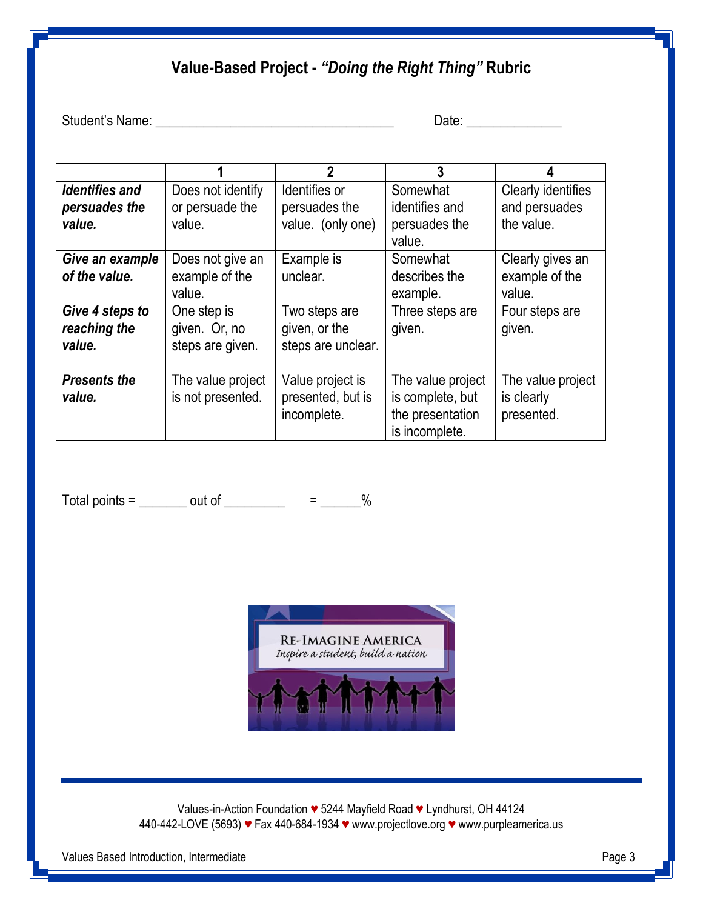## Value-Based Project - *"Doing the Right Thing"* Rubric

Student's Name: ___________________________________ Date: ______________

| | 1 | 2 | 3 | 4 |
|---|---|---|---|---|
| ***Identifies and persuades the value.*** | Does not identify or persuade the value. | Identifies or persuades the value. (only one) | Somewhat identifies and persuades the value. | Clearly identifies and persuades the value. |
| ***Give an example of the value.*** | Does not give an example of the value. | Example is unclear. | Somewhat describes the example. | Clearly gives an example of the value. |
| ***Give 4 steps to reaching the value.*** | One step is given. Or, no steps are given. | Two steps are given, or the steps are unclear. | Three steps are given. | Four steps are given. |
| ***Presents the value.*** | The value project is not presented. | Value project is presented, but is incomplete. | The value project is complete, but the presentation is incomplete. | The value project is clearly presented. |

Total points = _______ out of _________ = ______%

RE-IMAGINE AMERICA
*Inspire a student, build a nation*

Values-in-Action Foundation ♥ 5244 Mayfield Road ♥ Lyndhurst, OH 44124
440-442-LOVE (5693) ♥ Fax 440-684-1934 ♥ www.projectlove.org ♥ www.purpleamerica.us